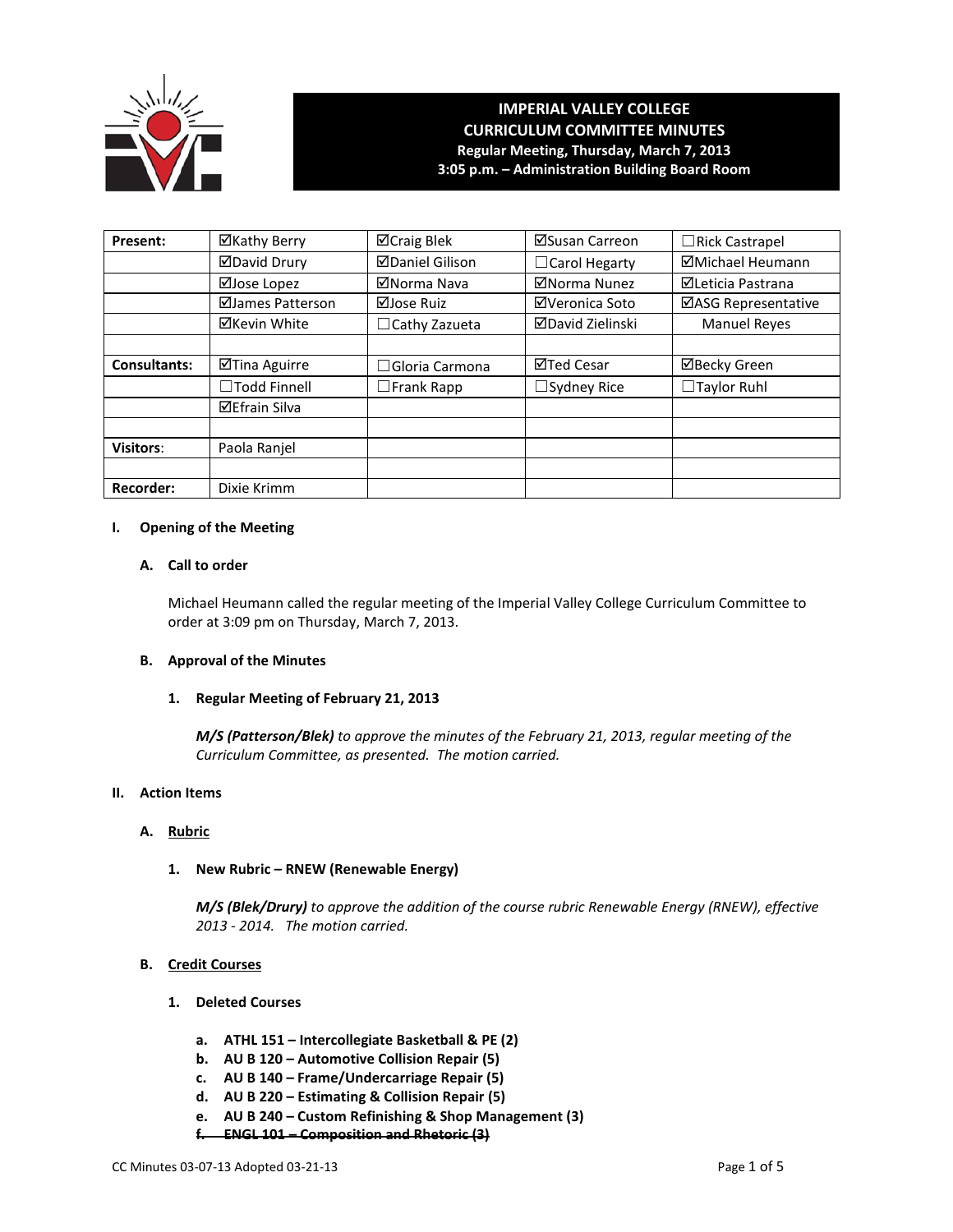# IMPERIAL VALLEY COLLEGE
## CURRICULUM COMMITTEE MINUTES
**Regular Meeting, Thursday, March 7, 2013**
**3:05 p.m. – Administration Building Board Room**

| **Present:** | ☑Kathy Berry | ☑Craig Blek | ☑Susan Carreon | ☐Rick Castrapel |
|---|---|---|---|---|
| | ☑David Drury | ☑Daniel Gilison | ☐Carol Hegarty | ☑Michael Heumann |
| | ☑Jose Lopez | ☑Norma Nava | ☑Norma Nunez | ☑Leticia Pastrana |
| | ☑James Patterson | ☑Jose Ruiz | ☑Veronica Soto | ☑ASG Representative |
| | ☑Kevin White | ☐Cathy Zazueta | ☑David Zielinski | Manuel Reyes |
| | | | | |
| **Consultants:** | ☑Tina Aguirre | ☐Gloria Carmona | ☑Ted Cesar | ☑Becky Green |
| | ☐Todd Finnell | ☐Frank Rapp | ☐Sydney Rice | ☐Taylor Ruhl |
| | ☑Efrain Silva | | | |
| | | | | |
| **Visitors**: | Paola Ranjel | | | |
| | | | | |
| **Recorder:** | Dixie Krimm | | | |

**I. Opening of the Meeting**

**A. Call to order**

Michael Heumann called the regular meeting of the Imperial Valley College Curriculum Committee to order at 3:09 pm on Thursday, March 7, 2013.

**B. Approval of the Minutes**

**1. Regular Meeting of February 21, 2013**

***M/S (Patterson/Blek)*** *to approve the minutes of the February 21, 2013, regular meeting of the Curriculum Committee, as presented. The motion carried.*

**II. Action Items**

**A. Rubric**

**1. New Rubric – RNEW (Renewable Energy)**

***M/S (Blek/Drury)*** *to approve the addition of the course rubric Renewable Energy (RNEW), effective 2013 - 2014. The motion carried.*

**B. Credit Courses**

**1. Deleted Courses**

a. **ATHL 151 – Intercollegiate Basketball & PE (2)**
b. **AU B 120 – Automotive Collision Repair (5)**
c. **AU B 140 – Frame/Undercarriage Repair (5)**
d. **AU B 220 – Estimating & Collision Repair (5)**
e. **AU B 240 – Custom Refinishing & Shop Management (3)**
f. ~~**ENGL 101 – Composition and Rhetoric (3)**~~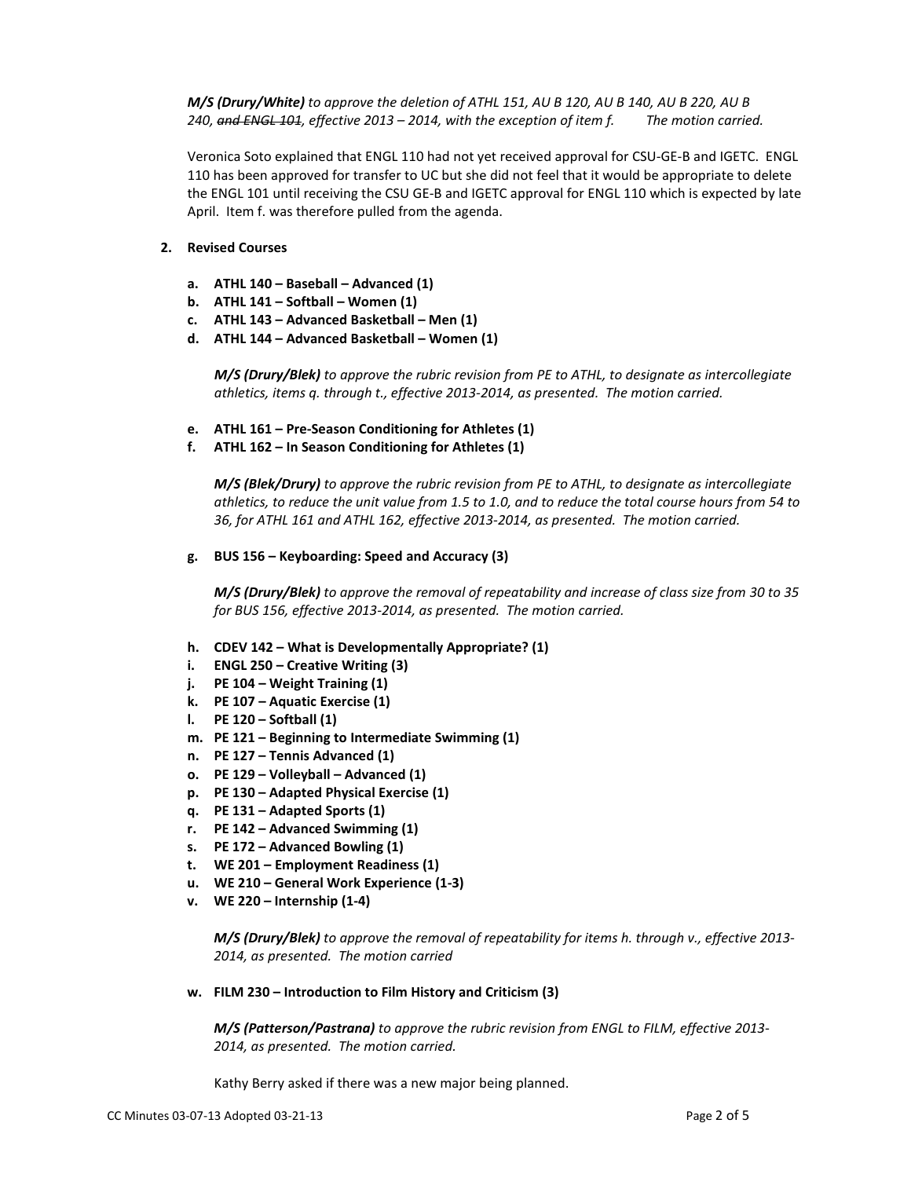***M/S (Drury/White)*** *to approve the deletion of ATHL 151, AU B 120, AU B 140, AU B 220, AU B 240, ~~and ENGL 101~~, effective 2013 – 2014, with the exception of item f. The motion carried.*

Veronica Soto explained that ENGL 110 had not yet received approval for CSU-GE-B and IGETC. ENGL 110 has been approved for transfer to UC but she did not feel that it would be appropriate to delete the ENGL 101 until receiving the CSU GE-B and IGETC approval for ENGL 110 which is expected by late April. Item f. was therefore pulled from the agenda.

**2. Revised Courses**

- **a. ATHL 140 – Baseball – Advanced (1)**
- **b. ATHL 141 – Softball – Women (1)**
- **c. ATHL 143 – Advanced Basketball – Men (1)**
- **d. ATHL 144 – Advanced Basketball – Women (1)**

***M/S (Drury/Blek)*** *to approve the rubric revision from PE to ATHL, to designate as intercollegiate athletics, items q. through t., effective 2013-2014, as presented. The motion carried.*

- **e. ATHL 161 – Pre-Season Conditioning for Athletes (1)**
- **f. ATHL 162 – In Season Conditioning for Athletes (1)**

***M/S (Blek/Drury)*** *to approve the rubric revision from PE to ATHL, to designate as intercollegiate athletics, to reduce the unit value from 1.5 to 1.0, and to reduce the total course hours from 54 to 36, for ATHL 161 and ATHL 162, effective 2013-2014, as presented. The motion carried.*

- **g. BUS 156 – Keyboarding: Speed and Accuracy (3)**

***M/S (Drury/Blek)*** *to approve the removal of repeatability and increase of class size from 30 to 35 for BUS 156, effective 2013-2014, as presented. The motion carried.*

- **h. CDEV 142 – What is Developmentally Appropriate? (1)**
- **i. ENGL 250 – Creative Writing (3)**
- **j. PE 104 – Weight Training (1)**
- **k. PE 107 – Aquatic Exercise (1)**
- **l. PE 120 – Softball (1)**
- **m. PE 121 – Beginning to Intermediate Swimming (1)**
- **n. PE 127 – Tennis Advanced (1)**
- **o. PE 129 – Volleyball – Advanced (1)**
- **p. PE 130 – Adapted Physical Exercise (1)**
- **q. PE 131 – Adapted Sports (1)**
- **r. PE 142 – Advanced Swimming (1)**
- **s. PE 172 – Advanced Bowling (1)**
- **t. WE 201 – Employment Readiness (1)**
- **u. WE 210 – General Work Experience (1-3)**
- **v. WE 220 – Internship (1-4)**

***M/S (Drury/Blek)*** *to approve the removal of repeatability for items h. through v., effective 2013-2014, as presented. The motion carried*

- **w. FILM 230 – Introduction to Film History and Criticism (3)**

***M/S (Patterson/Pastrana)*** *to approve the rubric revision from ENGL to FILM, effective 2013-2014, as presented. The motion carried.*

Kathy Berry asked if there was a new major being planned.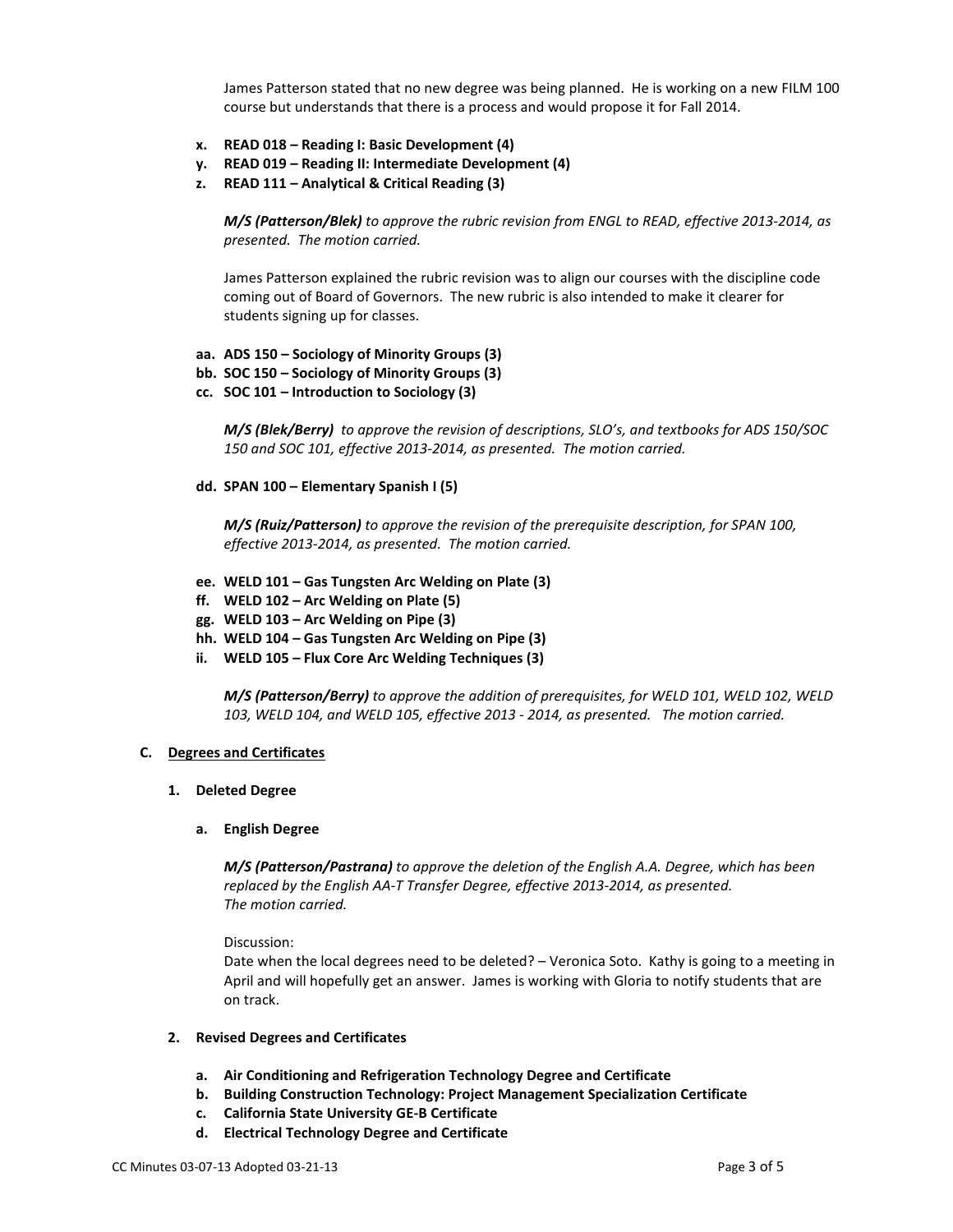James Patterson stated that no new degree was being planned. He is working on a new FILM 100 course but understands that there is a process and would propose it for Fall 2014.

x. **READ 018 – Reading I: Basic Development (4)**
y. **READ 019 – Reading II: Intermediate Development (4)**
z. **READ 111 – Analytical & Critical Reading (3)**

***M/S (Patterson/Blek)*** *to approve the rubric revision from ENGL to READ, effective 2013-2014, as presented. The motion carried.*

James Patterson explained the rubric revision was to align our courses with the discipline code coming out of Board of Governors. The new rubric is also intended to make it clearer for students signing up for classes.

aa. **ADS 150 – Sociology of Minority Groups (3)**
bb. **SOC 150 – Sociology of Minority Groups (3)**
cc. **SOC 101 – Introduction to Sociology (3)**

***M/S (Blek/Berry)*** *to approve the revision of descriptions, SLO's, and textbooks for ADS 150/SOC 150 and SOC 101, effective 2013-2014, as presented. The motion carried.*

dd. **SPAN 100 – Elementary Spanish I (5)**

***M/S (Ruiz/Patterson)*** *to approve the revision of the prerequisite description, for SPAN 100, effective 2013-2014, as presented. The motion carried.*

ee. **WELD 101 – Gas Tungsten Arc Welding on Plate (3)**
ff. **WELD 102 – Arc Welding on Plate (5)**
gg. **WELD 103 – Arc Welding on Pipe (3)**
hh. **WELD 104 – Gas Tungsten Arc Welding on Pipe (3)**
ii. **WELD 105 – Flux Core Arc Welding Techniques (3)**

***M/S (Patterson/Berry)*** *to approve the addition of prerequisites, for WELD 101, WELD 102, WELD 103, WELD 104, and WELD 105, effective 2013 - 2014, as presented. The motion carried.*

## C. Degrees and Certificates

### 1. Deleted Degree

#### a. English Degree

***M/S (Patterson/Pastrana)*** *to approve the deletion of the English A.A. Degree, which has been replaced by the English AA-T Transfer Degree, effective 2013-2014, as presented. The motion carried.*

Discussion:
Date when the local degrees need to be deleted? – Veronica Soto. Kathy is going to a meeting in April and will hopefully get an answer. James is working with Gloria to notify students that are on track.

### 2. Revised Degrees and Certificates

a. **Air Conditioning and Refrigeration Technology Degree and Certificate**
b. **Building Construction Technology: Project Management Specialization Certificate**
c. **California State University GE-B Certificate**
d. **Electrical Technology Degree and Certificate**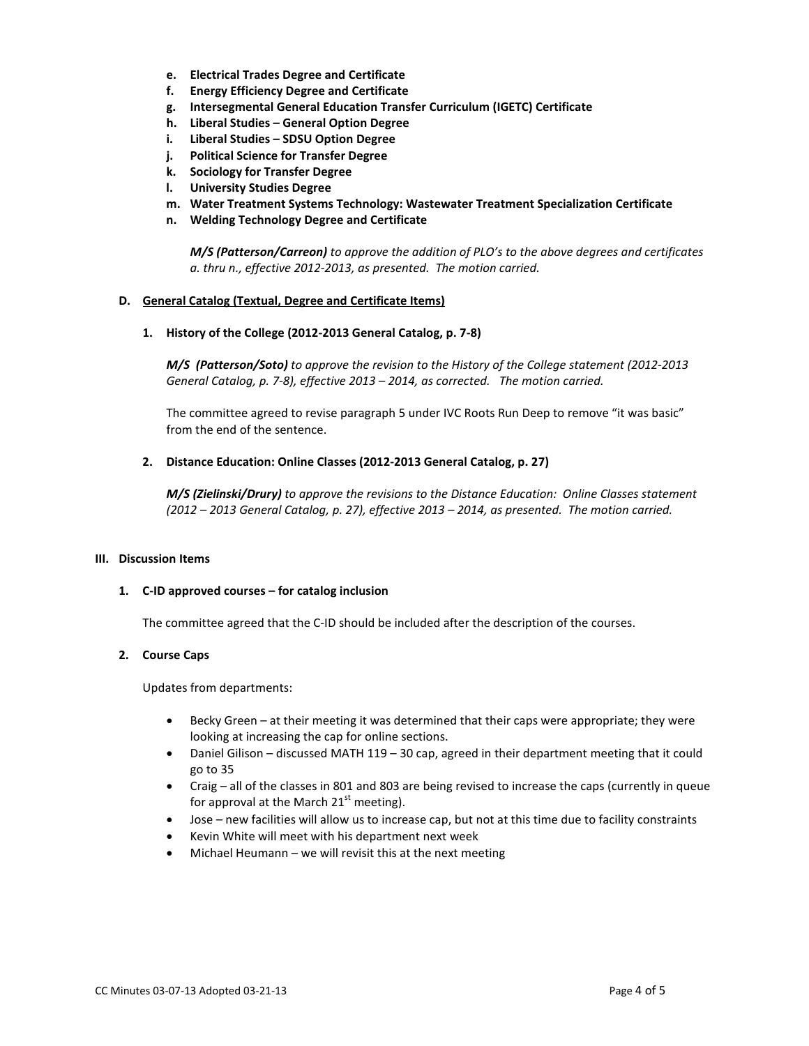- **e. Electrical Trades Degree and Certificate**
- **f. Energy Efficiency Degree and Certificate**
- **g. Intersegmental General Education Transfer Curriculum (IGETC) Certificate**
- **h. Liberal Studies – General Option Degree**
- **i. Liberal Studies – SDSU Option Degree**
- **j. Political Science for Transfer Degree**
- **k. Sociology for Transfer Degree**
- **l. University Studies Degree**
- **m. Water Treatment Systems Technology: Wastewater Treatment Specialization Certificate**
- **n. Welding Technology Degree and Certificate**

***M/S (Patterson/Carreon)*** *to approve the addition of PLO's to the above degrees and certificates a. thru n., effective 2012-2013, as presented. The motion carried.*

### D. General Catalog (Textual, Degree and Certificate Items)

**1. History of the College (2012-2013 General Catalog, p. 7-8)**

***M/S (Patterson/Soto)*** *to approve the revision to the History of the College statement (2012-2013 General Catalog, p. 7-8), effective 2013 – 2014, as corrected. The motion carried.*

The committee agreed to revise paragraph 5 under IVC Roots Run Deep to remove "it was basic" from the end of the sentence.

**2. Distance Education: Online Classes (2012-2013 General Catalog, p. 27)**

***M/S (Zielinski/Drury)*** *to approve the revisions to the Distance Education: Online Classes statement (2012 – 2013 General Catalog, p. 27), effective 2013 – 2014, as presented. The motion carried.*

## III. Discussion Items

**1. C-ID approved courses – for catalog inclusion**

The committee agreed that the C-ID should be included after the description of the courses.

**2. Course Caps**

Updates from departments:

- Becky Green – at their meeting it was determined that their caps were appropriate; they were looking at increasing the cap for online sections.
- Daniel Gilison – discussed MATH 119 – 30 cap, agreed in their department meeting that it could go to 35
- Craig – all of the classes in 801 and 803 are being revised to increase the caps (currently in queue for approval at the March 21st meeting).
- Jose – new facilities will allow us to increase cap, but not at this time due to facility constraints
- Kevin White will meet with his department next week
- Michael Heumann – we will revisit this at the next meeting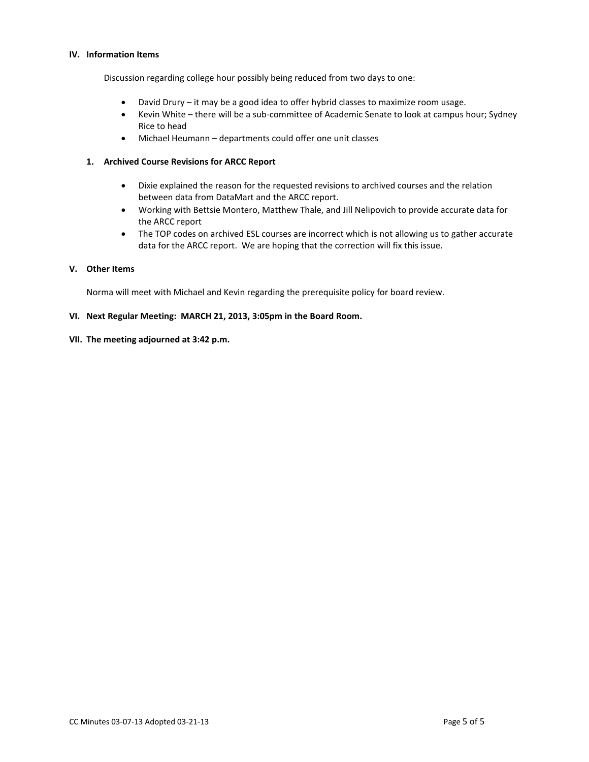## IV. Information Items

Discussion regarding college hour possibly being reduced from two days to one:

- David Drury – it may be a good idea to offer hybrid classes to maximize room usage.
- Kevin White – there will be a sub-committee of Academic Senate to look at campus hour; Sydney Rice to head
- Michael Heumann – departments could offer one unit classes

### 1. Archived Course Revisions for ARCC Report

- Dixie explained the reason for the requested revisions to archived courses and the relation between data from DataMart and the ARCC report.
- Working with Bettsie Montero, Matthew Thale, and Jill Nelipovich to provide accurate data for the ARCC report
- The TOP codes on archived ESL courses are incorrect which is not allowing us to gather accurate data for the ARCC report. We are hoping that the correction will fix this issue.

## V. Other Items

Norma will meet with Michael and Kevin regarding the prerequisite policy for board review.

## VI. Next Regular Meeting: MARCH 21, 2013, 3:05pm in the Board Room.

## VII. The meeting adjourned at 3:42 p.m.